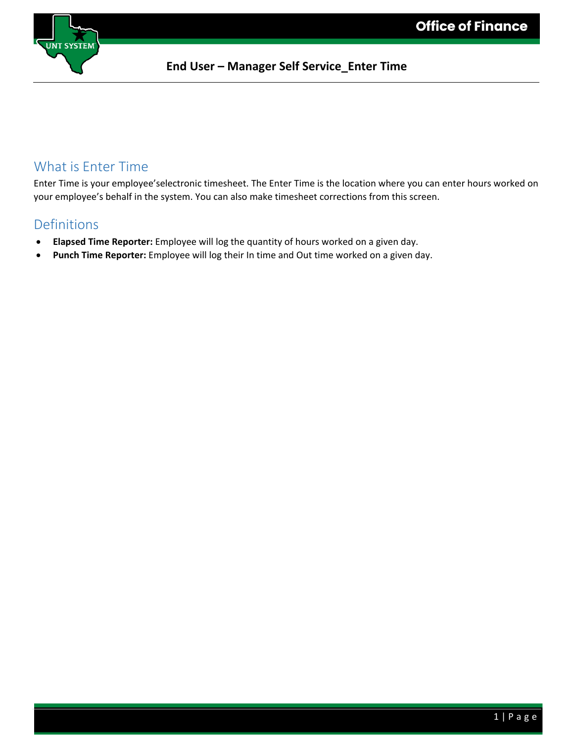# End User – Manager Self Service_Enter Time

## What is Enter Time

Enter Time is your employee'selectronic timesheet. The Enter Time is the location where you can enter hours worked on your employee's behalf in the system. You can also make timesheet corrections from this screen.

## Definitions

- **Elapsed Time Reporter:** Employee will log the quantity of hours worked on a given day.
- **Punch Time Reporter:** Employee will log their In time and Out time worked on a given day.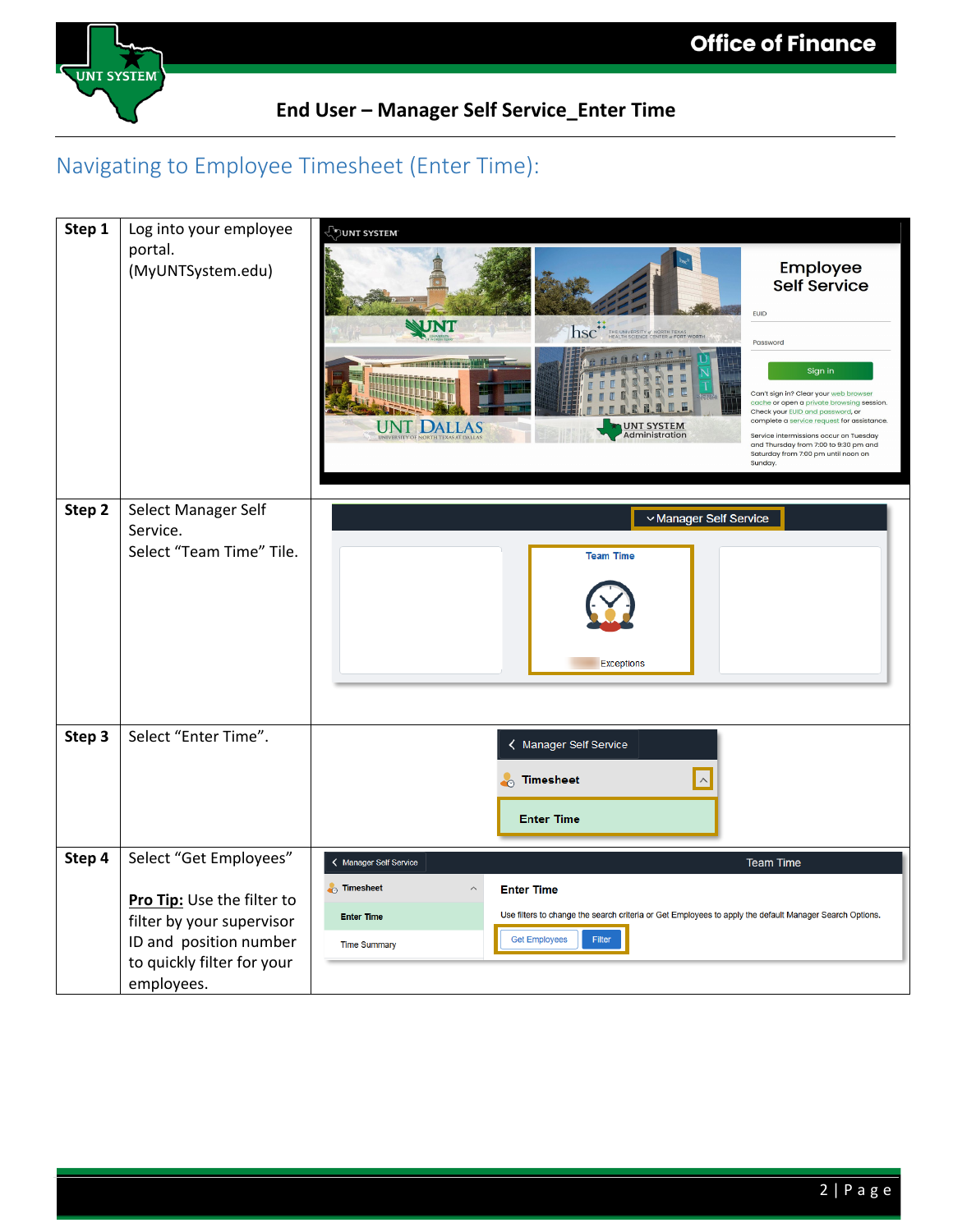# End User – Manager Self Service_Enter Time

## Navigating to Employee Timesheet (Enter Time):

| Step | Instruction | |
|---|---|---|
| **Step 1** | Log into your employee portal. (MyUNTSystem.edu) | |
| **Step 2** | Select Manager Self Service. Select "Team Time" Tile. | |
| **Step 3** | Select "Enter Time". | |
| **Step 4** | Select "Get Employees"<br><br>**Pro Tip:** Use the filter to filter by your supervisor ID and position number to quickly filter for your employees. | |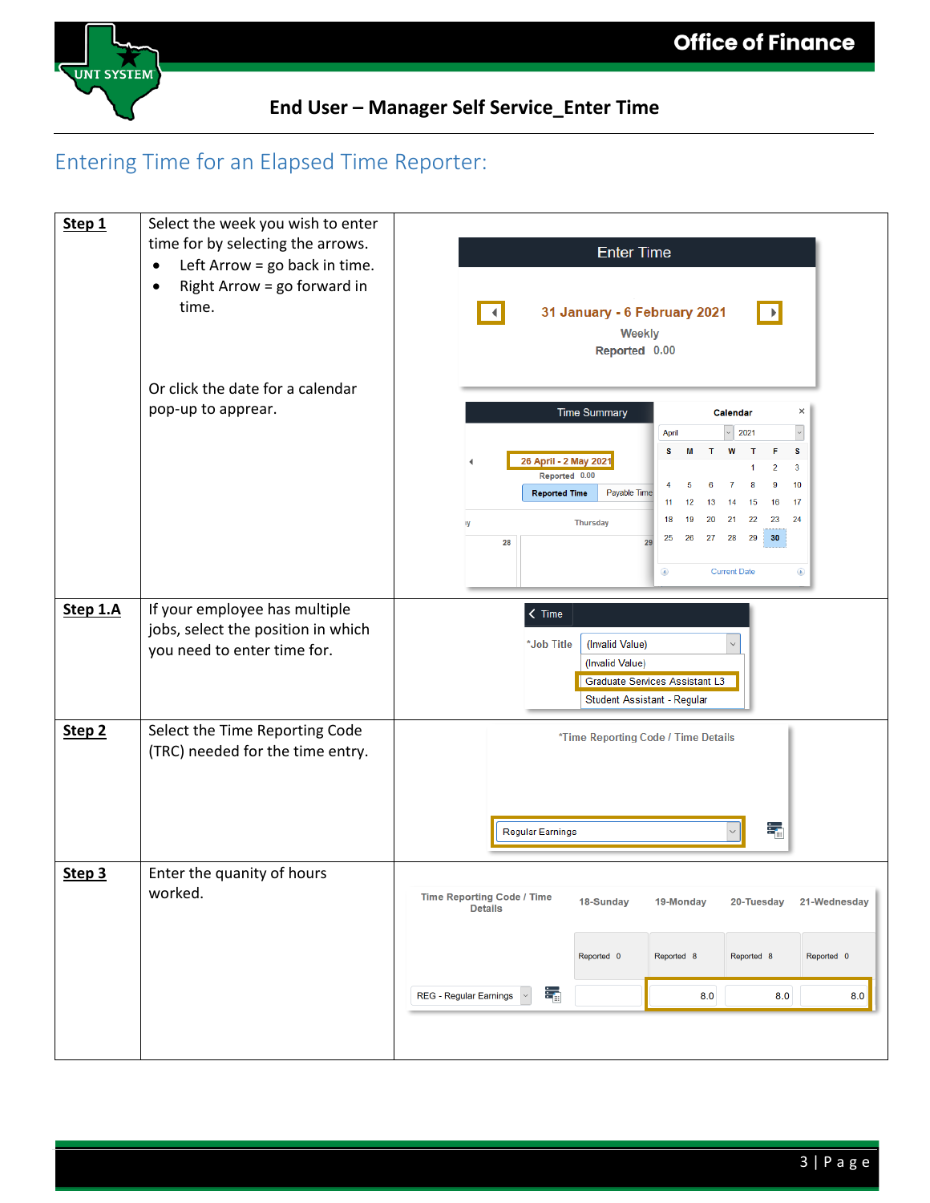## Entering Time for an Elapsed Time Reporter:

| Step | Instructions |
|---|---|
| **Step 1** | Select the week you wish to enter time for by selecting the arrows.<br>• Left Arrow = go back in time.<br>• Right Arrow = go forward in time.<br><br>Or click the date for a calendar pop-up to apprear. |
| **Step 1.A** | If your employee has multiple jobs, select the position in which you need to enter time for. |
| **Step 2** | Select the Time Reporting Code (TRC) needed for the time entry. |
| **Step 3** | Enter the quanity of hours worked. |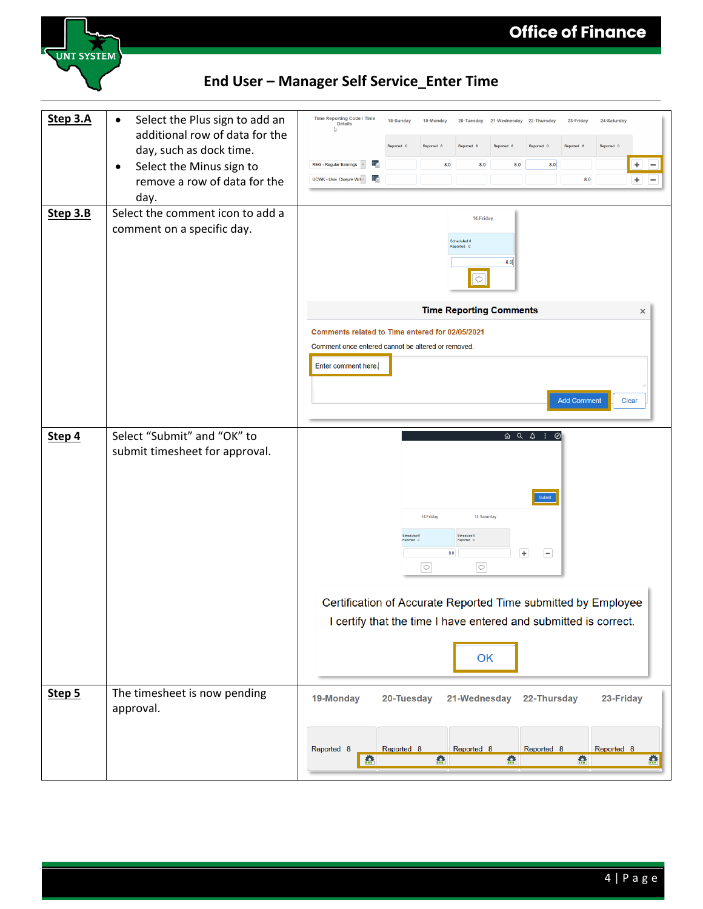# End User – Manager Self Service_Enter Time

| | | |
|---|---|---|
| **Step 3.A** | • Select the Plus sign to add an additional row of data for the day, such as dock time.<br>• Select the Minus sign to remove a row of data for the day. | |
| **Step 3.B** | Select the comment icon to add a comment on a specific day. | |
| **Step 4** | Select "Submit" and "OK" to submit timesheet for approval. | |
| **Step 5** | The timesheet is now pending approval. | |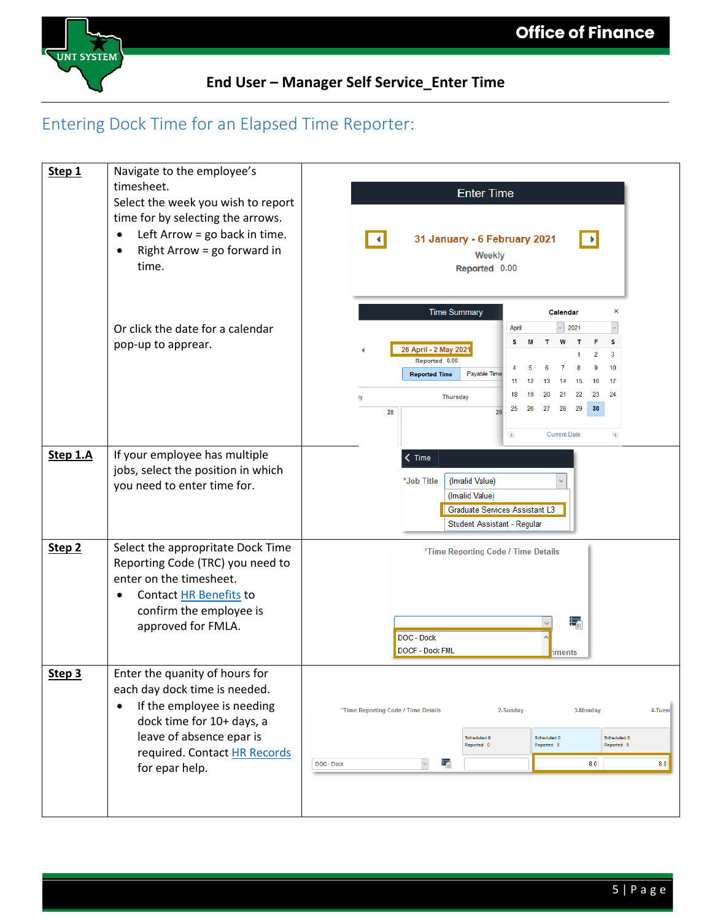## Entering Dock Time for an Elapsed Time Reporter:

| Step | Instructions |
|---|---|
| **Step 1** | Navigate to the employee's timesheet. Select the week you wish to report time for by selecting the arrows. <br>• Left Arrow = go back in time. <br>• Right Arrow = go forward in time. <br><br>Or click the date for a calendar pop-up to apprear. |
| **Step 1.A** | If your employee has multiple jobs, select the position in which you need to enter time for. |
| **Step 2** | Select the appropriate Dock Time Reporting Code (TRC) you need to enter on the timesheet. <br>• Contact HR Benefits to confirm the employee is approved for FMLA. |
| **Step 3** | Enter the quantity of hours for each day dock time is needed. <br>• If the employee is needing dock time for 10+ days, a leave of absence epar is required. Contact HR Records for epar help. |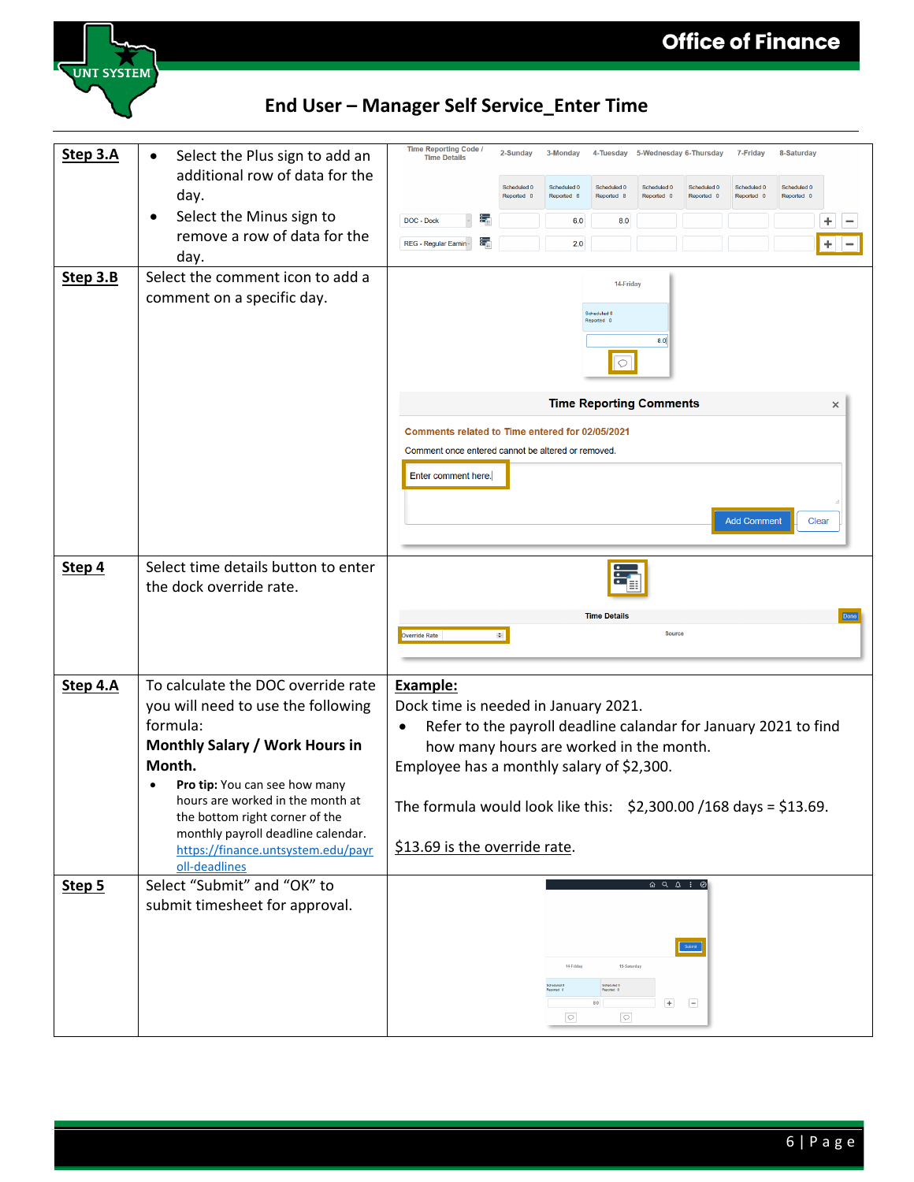## End User – Manager Self Service_Enter Time

| Step | Instructions | |
|---|---|---|
| **Step 3.A** | • Select the Plus sign to add an additional row of data for the day.<br>• Select the Minus sign to remove a row of data for the day. | |
| **Step 3.B** | Select the comment icon to add a comment on a specific day. | |
| **Step 4** | Select time details button to enter the dock override rate. | |
| **Step 4.A** | To calculate the DOC override rate you will need to use the following formula:<br>**Monthly Salary / Work Hours in Month.**<br>• **Pro tip:** You can see how many hours are worked in the month at the bottom right corner of the monthly payroll deadline calendar. https://finance.untsystem.edu/payroll-deadlines | **Example:**<br>Dock time is needed in January 2021.<br>• Refer to the payroll deadline calandar for January 2021 to find how many hours are worked in the month.<br>Employee has a monthly salary of $2,300.<br><br>The formula would look like this: $2,300.00 /168 days = $13.69.<br><br>$13.69 is the override rate. |
| **Step 5** | Select “Submit” and “OK” to submit timesheet for approval. | |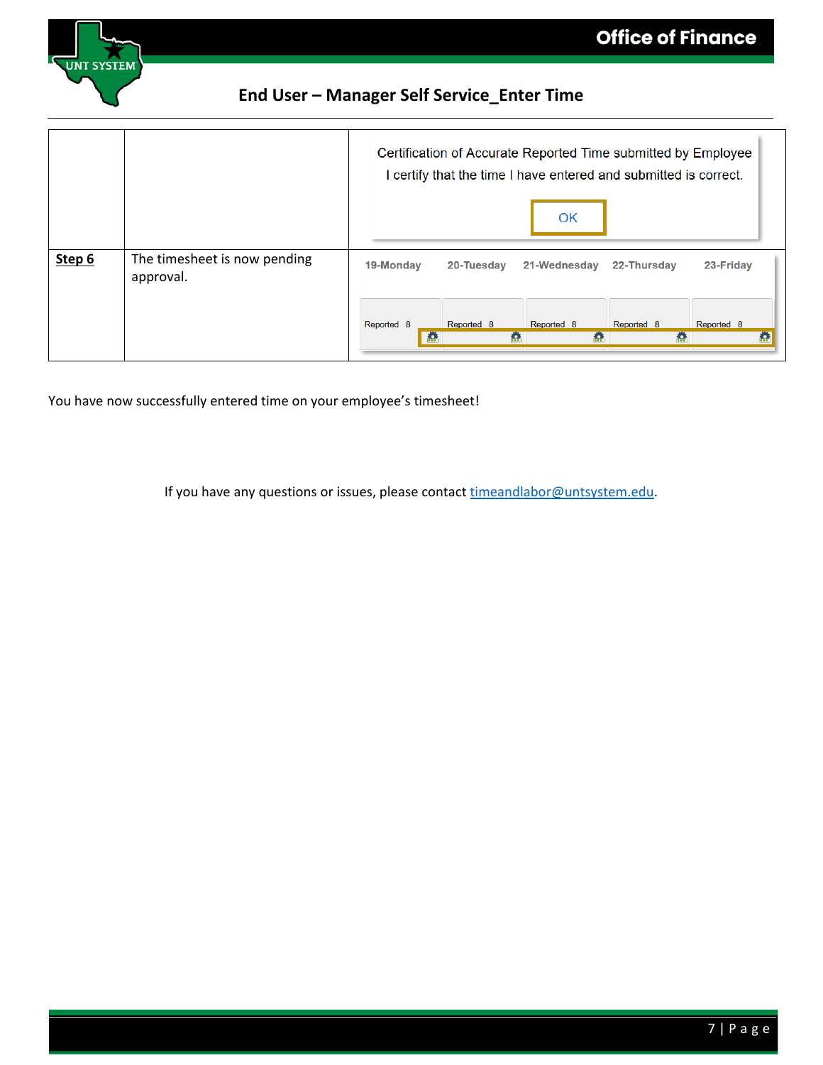| | | |
|---|---|---|
| | | Certification of Accurate Reported Time submitted by Employee<br>I certify that the time I have entered and submitted is correct.<br>OK |
| **Step 6** | The timesheet is now pending approval. | 19-Monday 20-Tuesday 21-Wednesday 22-Thursday 23-Friday<br>Reported 8 Reported 8 Reported 8 Reported 8 Reported 8 |

You have now successfully entered time on your employee's timesheet!

If you have any questions or issues, please contact timeandlabor@untsystem.edu.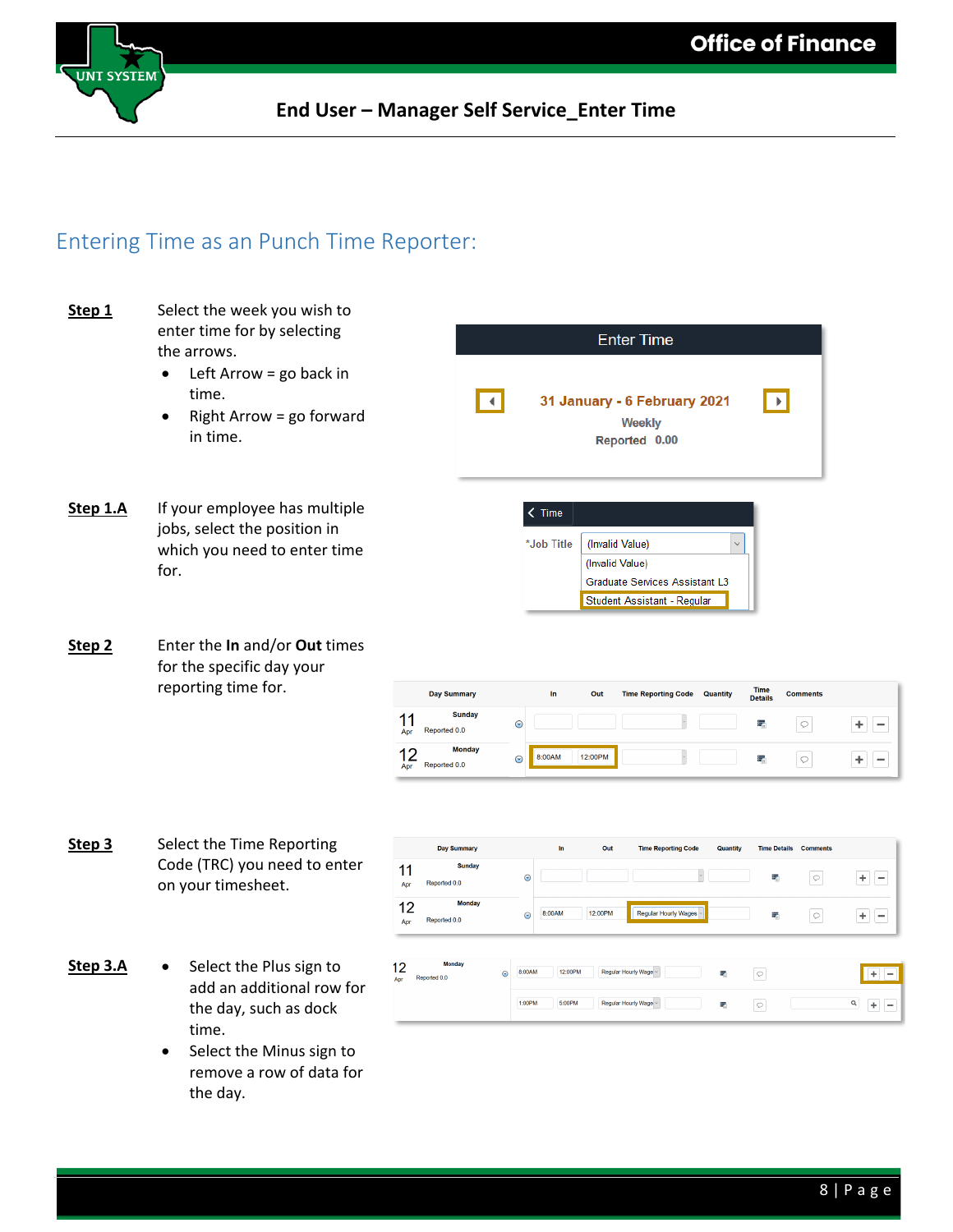## End User – Manager Self Service_Enter Time

## Entering Time as an Punch Time Reporter:

**Step 1** Select the week you wish to enter time for by selecting the arrows.

- Left Arrow = go back in time.
- Right Arrow = go forward in time.

**Step 1.A** If your employee has multiple jobs, select the position in which you need to enter time for.

**Step 2** Enter the **In** and/or **Out** times for the specific day your reporting time for.

**Step 3** Select the Time Reporting Code (TRC) you need to enter on your timesheet.

**Step 3.A**

- Select the Plus sign to add an additional row for the day, such as dock time.
- Select the Minus sign to remove a row of data for the day.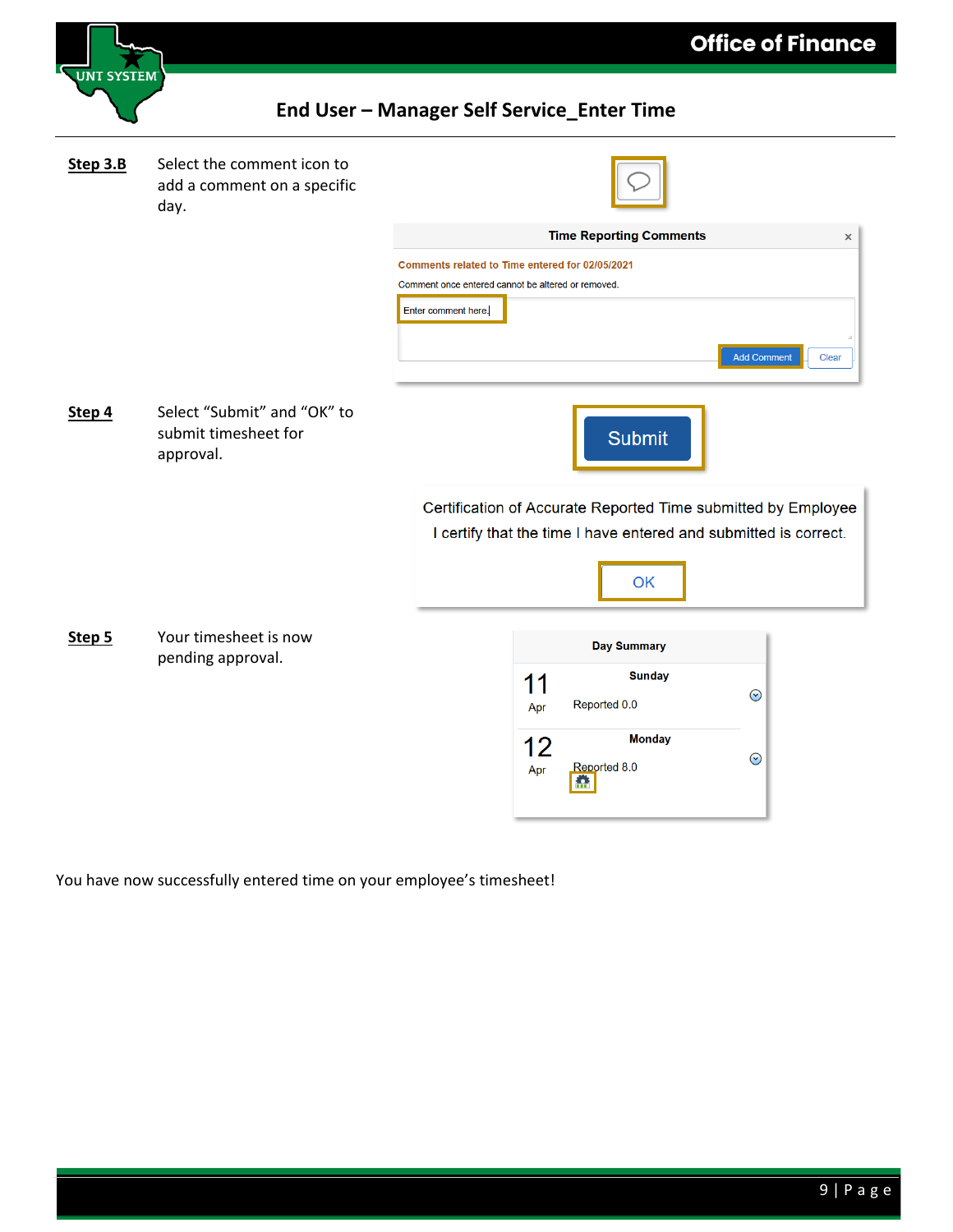**Step 3.B** Select the comment icon to add a comment on a specific day.

**Step 4** Select "Submit" and "OK" to submit timesheet for approval.

**Step 5** Your timesheet is now pending approval.

You have now successfully entered time on your employee's timesheet!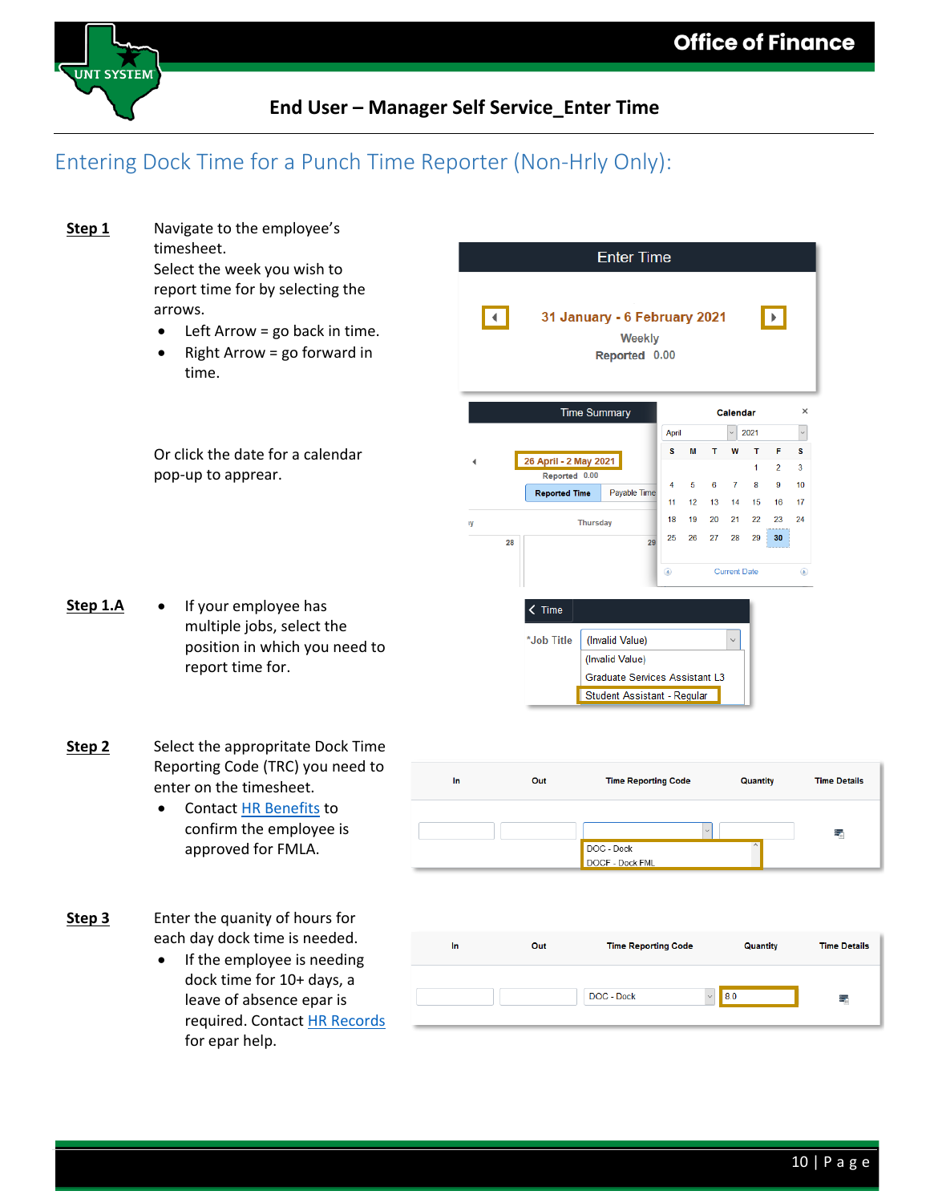## Entering Dock Time for a Punch Time Reporter (Non-Hrly Only):

**Step 1** Navigate to the employee's timesheet.
Select the week you wish to report time for by selecting the arrows.

- Left Arrow = go back in time.
- Right Arrow = go forward in time.

Or click the date for a calendar pop-up to apprear.

**Step 1.A**

- If your employee has multiple jobs, select the position in which you need to report time for.

**Step 2** Select the appropriate Dock Time Reporting Code (TRC) you need to enter on the timesheet.

- Contact HR Benefits to confirm the employee is approved for FMLA.

**Step 3** Enter the quanity of hours for each day dock time is needed.

- If the employee is needing dock time for 10+ days, a leave of absence epar is required. Contact HR Records for epar help.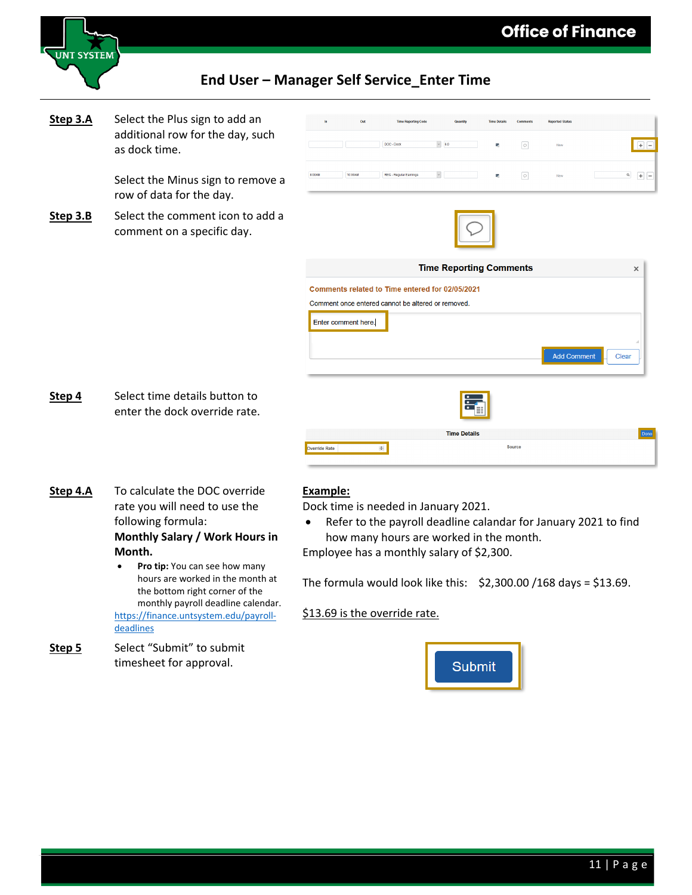# End User – Manager Self Service_Enter Time

**Step 3.A** Select the Plus sign to add an additional row for the day, such as dock time.

Select the Minus sign to remove a row of data for the day.

**Step 3.B** Select the comment icon to add a comment on a specific day.

**Step 4** Select time details button to enter the dock override rate.

**Step 4.A** To calculate the DOC override rate you will need to use the following formula:

**Monthly Salary / Work Hours in Month.**

- **Pro tip:** You can see how many hours are worked in the month at the bottom right corner of the monthly payroll deadline calendar.

https://finance.untsystem.edu/payroll-deadlines

**Example:**

Dock time is needed in January 2021.

- Refer to the payroll deadline calandar for January 2021 to find how many hours are worked in the month.

Employee has a monthly salary of $2,300.

The formula would look like this: $2,300.00 /168 days = $13.69.

$13.69 is the override rate.

**Step 5** Select "Submit" to submit timesheet for approval.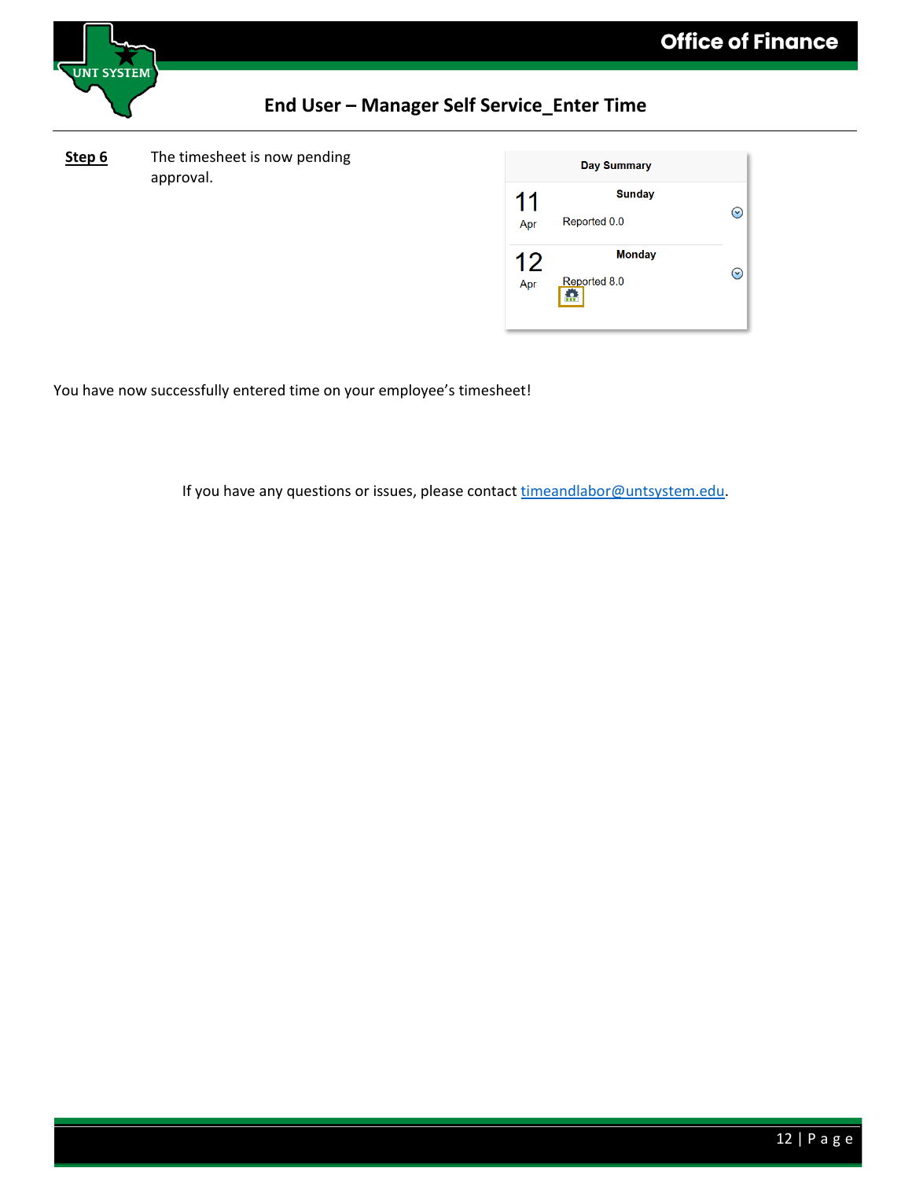**Step 6** The timesheet is now pending approval.

Day Summary

11 Apr — Sunday — Reported 0.0

12 Apr — Monday — Reported 8.0

You have now successfully entered time on your employee's timesheet!

If you have any questions or issues, please contact timeandlabor@untsystem.edu.